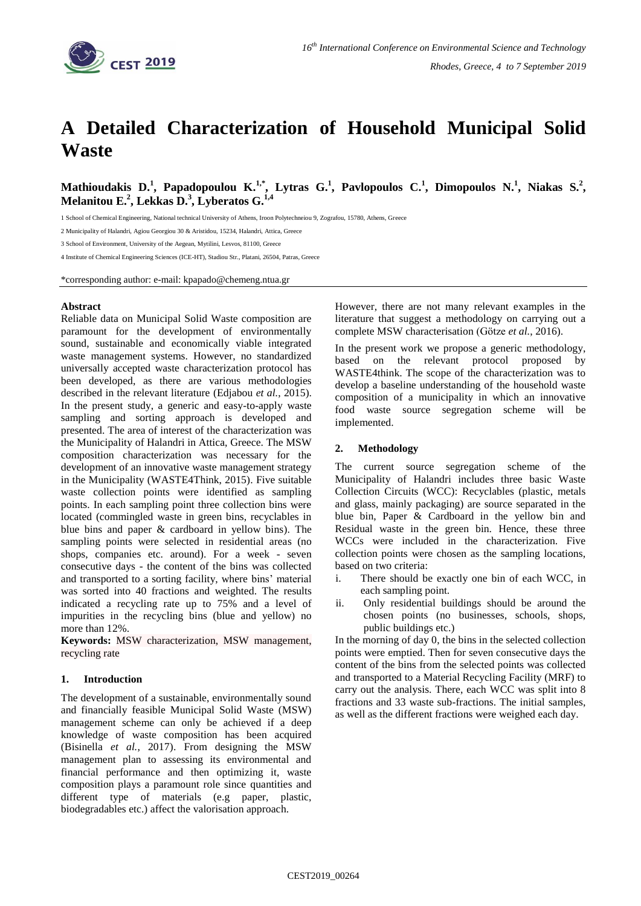# A Detailed Characterization of Household Municipal Solid Waste

**Mathioudakis D.[1], Papadopoulou K.[1,*], Lytras G.[1], Pavlopoulos C.[1], Dimopoulos N.[1], Niakas S.[2], Melanitou E.[2], Lekkas D.[3], Lyberatos G.[1,4]**

1 School of Chemical Engineering, National technical University of Athens, Iroon Polytechneiou 9, Zografou, 15780, Athens, Greece

2 Municipality of Halandri, Agiou Georgiou 30 & Aristidou, 15234, Halandri, Attica, Greece

3 School of Environment, University of the Aegean, Mytilini, Lesvos, 81100, Greece

4 Institute of Chemical Engineering Sciences (ICE-HT), Stadiou Str., Platani, 26504, Patras, Greece

*corresponding author: e-mail: kpapado@chemeng.ntua.gr

**Abstract**

Reliable data on Municipal Solid Waste composition are paramount for the development of environmentally sound, sustainable and economically viable integrated waste management systems. However, no standardized universally accepted waste characterization protocol has been developed, as there are various methodologies described in the relevant literature (Edjabou *et al.*, 2015). In the present study, a generic and easy-to-apply waste sampling and sorting approach is developed and presented. The area of interest of the characterization was the Municipality of Halandri in Attica, Greece. The MSW composition characterization was necessary for the development of an innovative waste management strategy in the Municipality (WASTE4Think, 2015). Five suitable waste collection points were identified as sampling points. In each sampling point three collection bins were located (commingled waste in green bins, recyclables in blue bins and paper & cardboard in yellow bins). The sampling points were selected in residential areas (no shops, companies etc. around). For a week - seven consecutive days - the content of the bins was collected and transported to a sorting facility, where bins' material was sorted into 40 fractions and weighted. The results indicated a recycling rate up to 75% and a level of impurities in the recycling bins (blue and yellow) no more than 12%.

**Keywords:** MSW characterization, MSW management, recycling rate

## 1. Introduction

The development of a sustainable, environmentally sound and financially feasible Municipal Solid Waste (MSW) management scheme can only be achieved if a deep knowledge of waste composition has been acquired (Bisinella *et al.*, 2017). From designing the MSW management plan to assessing its environmental and financial performance and then optimizing it, waste composition plays a paramount role since quantities and different type of materials (e.g paper, plastic, biodegradables etc.) affect the valorisation approach.

However, there are not many relevant examples in the literature that suggest a methodology on carrying out a complete MSW characterisation (Götze *et al.*, 2016).

In the present work we propose a generic methodology, based on the relevant protocol proposed by WASTE4think. The scope of the characterization was to develop a baseline understanding of the household waste composition of a municipality in which an innovative food waste source segregation scheme will be implemented.

## 2. Methodology

The current source segregation scheme of the Municipality of Halandri includes three basic Waste Collection Circuits (WCC): Recyclables (plastic, metals and glass, mainly packaging) are source separated in the blue bin, Paper & Cardboard in the yellow bin and Residual waste in the green bin. Hence, these three WCCs were included in the characterization. Five collection points were chosen as the sampling locations, based on two criteria:

i. There should be exactly one bin of each WCC, in each sampling point.
ii. Only residential buildings should be around the chosen points (no businesses, schools, shops, public buildings etc.)

In the morning of day 0, the bins in the selected collection points were emptied. Then for seven consecutive days the content of the bins from the selected points was collected and transported to a Material Recycling Facility (MRF) to carry out the analysis. There, each WCC was split into 8 fractions and 33 waste sub-fractions. The initial samples, as well as the different fractions were weighed each day.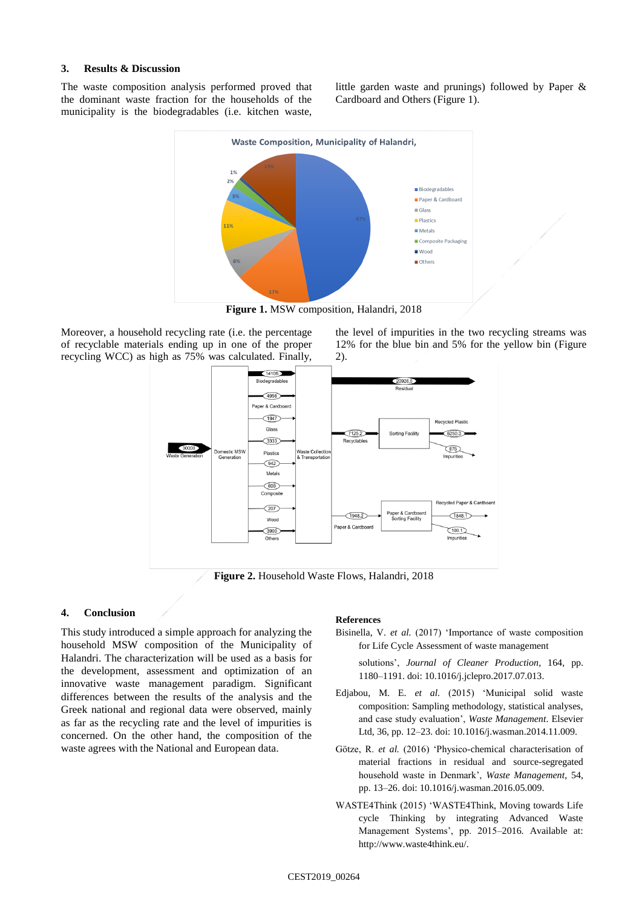## 3. Results & Discussion

The waste composition analysis performed proved that the dominant waste fraction for the households of the municipality is the biodegradables (i.e. kitchen waste, little garden waste and prunings) followed by Paper & Cardboard and Others (Figure 1).

Waste Composition, Municipality of Halandri,

47%
17%
6%
11%
3%
2%
1%
13%

Biodegradables
Paper & Cardboard
Glass
Plastics
Metals
Composite Packaging
Wood
Others

**Figure 1.** MSW composition, Halandri, 2018

Moreover, a household recycling rate (i.e. the percentage of recyclable materials ending up in one of the proper recycling WCC) as high as 75% was calculated. Finally, the level of impurities in the two recycling streams was 12% for the blue bin and 5% for the yellow bin (Figure 2).

30000
Waste Generation
Domestic MSW Generation
14106
Biodegradables
4956
Paper & Cardboard
1947
Glass
3333
Plastics
942
Metals
609
Composite
207
Wood
3900
Others
Waste Collection & Transportation
20926.5
Residual
7125.2
Recyclables
Sorting Facility
Recycled Plastic
6250.3
875
Impurities
1948.2
Paper & Cardboard
Paper & Cardboard Sorting Facility
Recycled Paper & Cardboard
1848.1
100.1
Impurities

**Figure 2.** Household Waste Flows, Halandri, 2018

## 4. Conclusion

This study introduced a simple approach for analyzing the household MSW composition of the Municipality of Halandri. The characterization will be used as a basis for the development, assessment and optimization of an innovative waste management paradigm. Significant differences between the results of the analysis and the Greek national and regional data were observed, mainly as far as the recycling rate and the level of impurities is concerned. On the other hand, the composition of the waste agrees with the National and European data.

**References**

Bisinella, V. *et al.* (2017) 'Importance of waste composition for Life Cycle Assessment of waste management solutions', *Journal of Cleaner Production*, 164, pp. 1180–1191. doi: 10.1016/j.jclepro.2017.07.013.

Edjabou, M. E. *et al.* (2015) 'Municipal solid waste composition: Sampling methodology, statistical analyses, and case study evaluation', *Waste Management*. Elsevier Ltd, 36, pp. 12–23. doi: 10.1016/j.wasman.2014.11.009.

Götze, R. *et al.* (2016) 'Physico-chemical characterisation of material fractions in residual and source-segregated household waste in Denmark', *Waste Management*, 54, pp. 13–26. doi: 10.1016/j.wasman.2016.05.009.

WASTE4Think (2015) 'WASTE4Think, Moving towards Life cycle Thinking by integrating Advanced Waste Management Systems', pp. 2015–2016. Available at: http://www.waste4think.eu/.